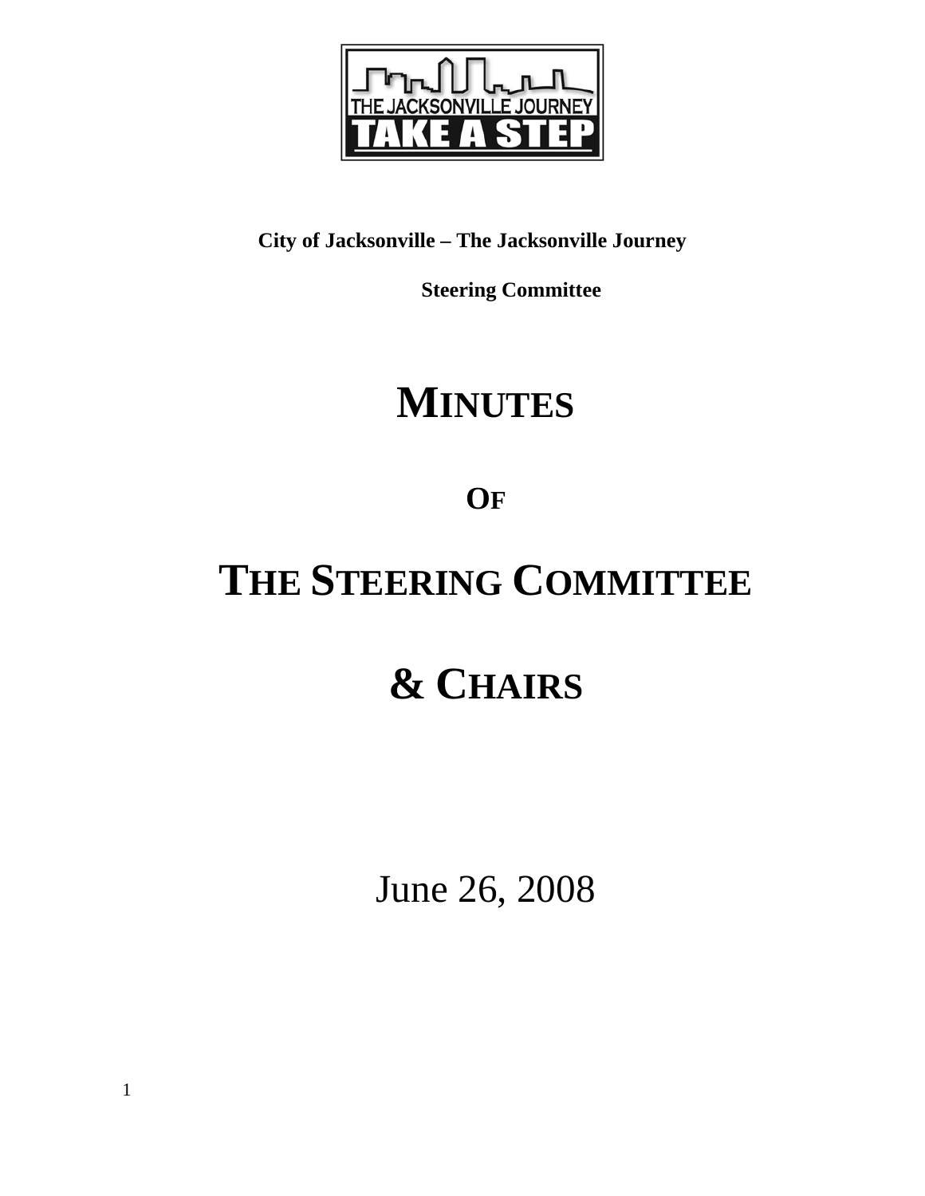**City of Jacksonville – The Jacksonville Journey**

**Steering Committee**

# MINUTES

## OF

# THE STEERING COMMITTEE

# & CHAIRS

June 26, 2008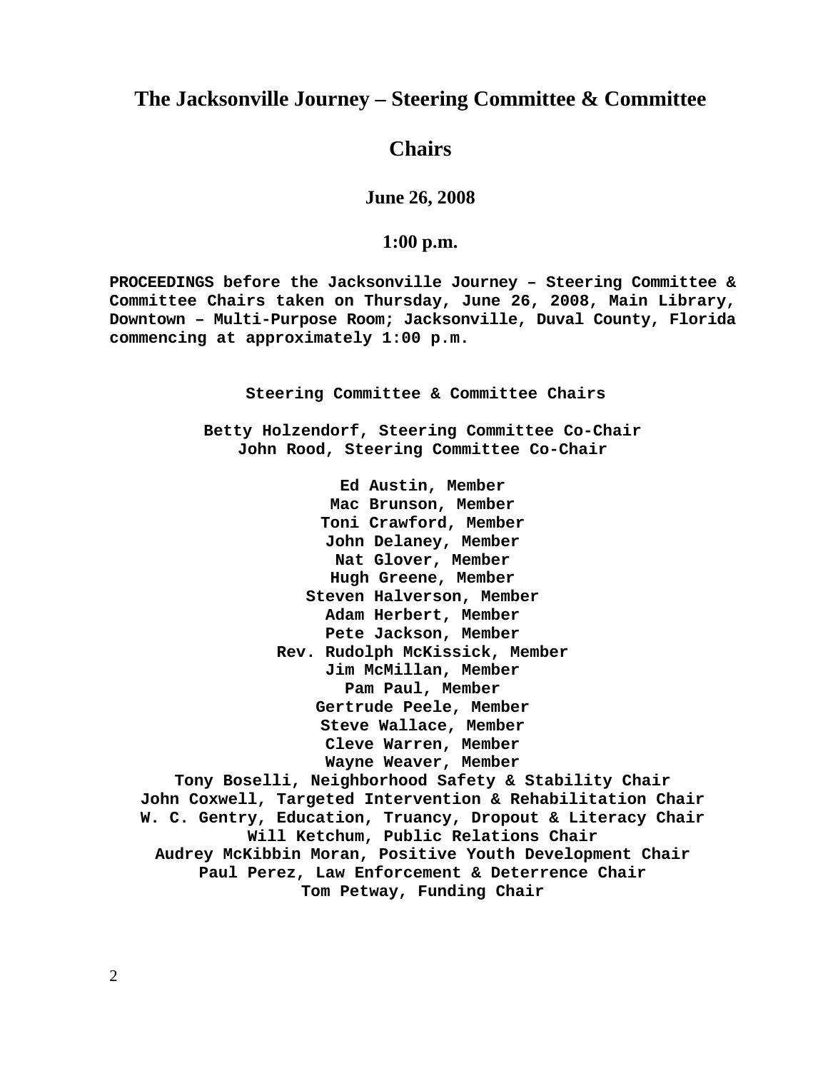# The Jacksonville Journey – Steering Committee & Committee Chairs

**June 26, 2008**

**1:00 p.m.**

**PROCEEDINGS before the Jacksonville Journey – Steering Committee & Committee Chairs taken on Thursday, June 26, 2008, Main Library, Downtown – Multi-Purpose Room; Jacksonville, Duval County, Florida commencing at approximately 1:00 p.m.**

**Steering Committee & Committee Chairs**

**Betty Holzendorf, Steering Committee Co-Chair**
**John Rood, Steering Committee Co-Chair**

**Ed Austin, Member**
**Mac Brunson, Member**
**Toni Crawford, Member**
**John Delaney, Member**
**Nat Glover, Member**
**Hugh Greene, Member**
**Steven Halverson, Member**
**Adam Herbert, Member**
**Pete Jackson, Member**
**Rev. Rudolph McKissick, Member**
**Jim McMillan, Member**
**Pam Paul, Member**
**Gertrude Peele, Member**
**Steve Wallace, Member**
**Cleve Warren, Member**
**Wayne Weaver, Member**
**Tony Boselli, Neighborhood Safety & Stability Chair**
**John Coxwell, Targeted Intervention & Rehabilitation Chair**
**W. C. Gentry, Education, Truancy, Dropout & Literacy Chair**
**Will Ketchum, Public Relations Chair**
**Audrey McKibbin Moran, Positive Youth Development Chair**
**Paul Perez, Law Enforcement & Deterrence Chair**
**Tom Petway, Funding Chair**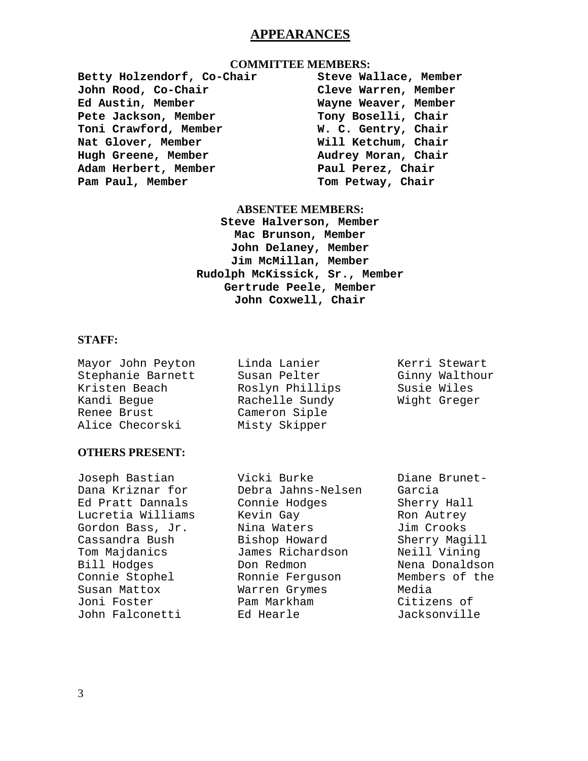# APPEARANCES

### COMMITTEE MEMBERS:

**Betty Holzendorf, Co-Chair**
**John Rood, Co-Chair**
**Ed Austin, Member**
**Pete Jackson, Member**
**Toni Crawford, Member**
**Nat Glover, Member**
**Hugh Greene, Member**
**Adam Herbert, Member**
**Pam Paul, Member**
**Steve Wallace, Member**
**Cleve Warren, Member**
**Wayne Weaver, Member**
**Tony Boselli, Chair**
**W. C. Gentry, Chair**
**Will Ketchum, Chair**
**Audrey Moran, Chair**
**Paul Perez, Chair**
**Tom Petway, Chair**

### ABSENTEE MEMBERS:

**Steve Halverson, Member**
**Mac Brunson, Member**
**John Delaney, Member**
**Jim McMillan, Member**
**Rudolph McKissick, Sr., Member**
**Gertrude Peele, Member**
**John Coxwell, Chair**

### STAFF:

Mayor John Peyton
Stephanie Barnett
Kristen Beach
Kandi Begue
Renee Brust
Alice Checorski
Linda Lanier
Susan Pelter
Roslyn Phillips
Rachelle Sundy
Cameron Siple
Misty Skipper
Kerri Stewart
Ginny Walthour
Susie Wiles
Wight Greger

### OTHERS PRESENT:

Joseph Bastian
Dana Kriznar for Ed Pratt Dannals
Lucretia Williams
Gordon Bass, Jr.
Cassandra Bush
Tom Majdanics
Bill Hodges
Connie Stophel
Susan Mattox
Joni Foster
John Falconetti
Vicki Burke
Debra Jahns-Nelsen
Connie Hodges
Kevin Gay
Nina Waters
Bishop Howard
James Richardson
Don Redmon
Ronnie Ferguson
Warren Grymes
Pam Markham
Ed Hearle
Diane Brunet-Garcia
Sherry Hall
Ron Autrey
Jim Crooks
Sherry Magill
Neill Vining
Nena Donaldson
Members of the Media
Citizens of Jacksonville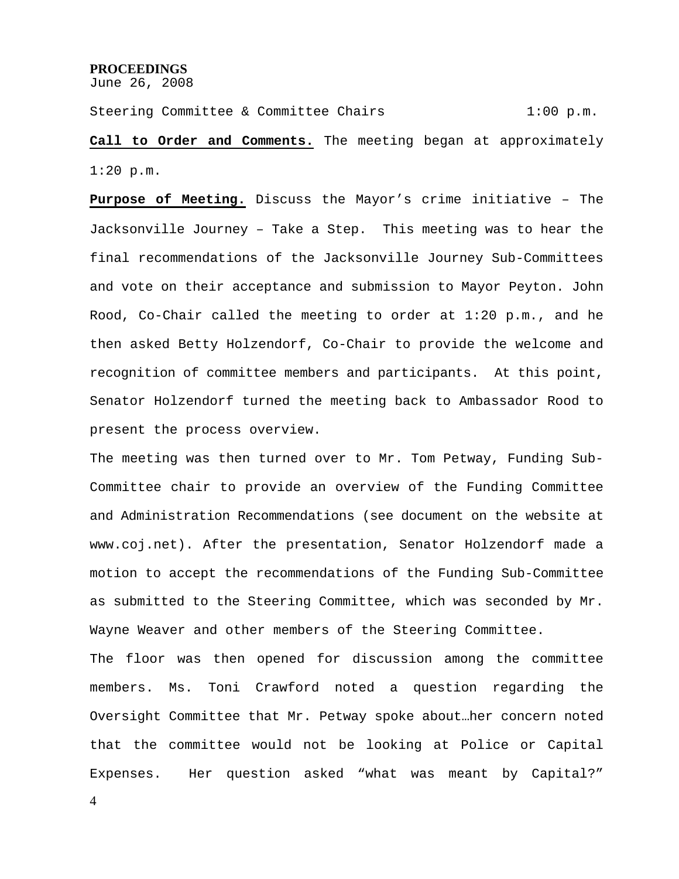**PROCEEDINGS**

June 26, 2008

Steering Committee & Committee Chairs 1:00 p.m.

**Call to Order and Comments.** The meeting began at approximately 1:20 p.m.

**Purpose of Meeting.** Discuss the Mayor's crime initiative – The Jacksonville Journey – Take a Step. This meeting was to hear the final recommendations of the Jacksonville Journey Sub-Committees and vote on their acceptance and submission to Mayor Peyton. John Rood, Co-Chair called the meeting to order at 1:20 p.m., and he then asked Betty Holzendorf, Co-Chair to provide the welcome and recognition of committee members and participants. At this point, Senator Holzendorf turned the meeting back to Ambassador Rood to present the process overview.

The meeting was then turned over to Mr. Tom Petway, Funding Sub-Committee chair to provide an overview of the Funding Committee and Administration Recommendations (see document on the website at www.coj.net). After the presentation, Senator Holzendorf made a motion to accept the recommendations of the Funding Sub-Committee as submitted to the Steering Committee, which was seconded by Mr. Wayne Weaver and other members of the Steering Committee.

The floor was then opened for discussion among the committee members. Ms. Toni Crawford noted a question regarding the Oversight Committee that Mr. Petway spoke about…her concern noted that the committee would not be looking at Police or Capital Expenses. Her question asked "what was meant by Capital?"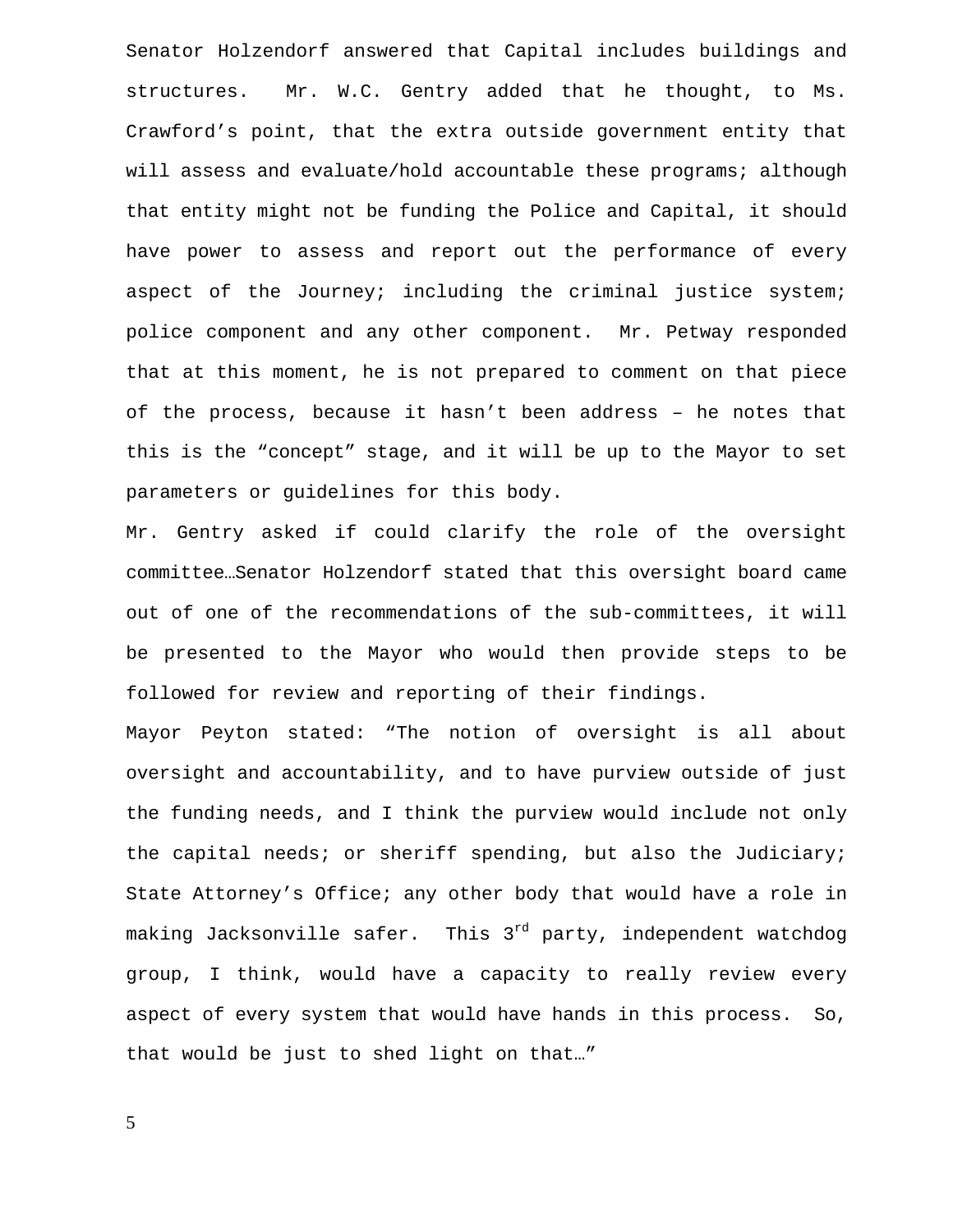Senator Holzendorf answered that Capital includes buildings and structures.  Mr. W.C. Gentry added that he thought, to Ms. Crawford's point, that the extra outside government entity that will assess and evaluate/hold accountable these programs; although that entity might not be funding the Police and Capital, it should have power to assess and report out the performance of every aspect of the Journey; including the criminal justice system; police component and any other component.  Mr. Petway responded that at this moment, he is not prepared to comment on that piece of the process, because it hasn't been address – he notes that this is the "concept" stage, and it will be up to the Mayor to set parameters or guidelines for this body.

Mr. Gentry asked if could clarify the role of the oversight committee…Senator Holzendorf stated that this oversight board came out of one of the recommendations of the sub-committees, it will be presented to the Mayor who would then provide steps to be followed for review and reporting of their findings.

Mayor Peyton stated: "The notion of oversight is all about oversight and accountability, and to have purview outside of just the funding needs, and I think the purview would include not only the capital needs; or sheriff spending, but also the Judiciary; State Attorney's Office; any other body that would have a role in making Jacksonville safer.  This 3rd party, independent watchdog group, I think, would have a capacity to really review every aspect of every system that would have hands in this process.  So, that would be just to shed light on that…"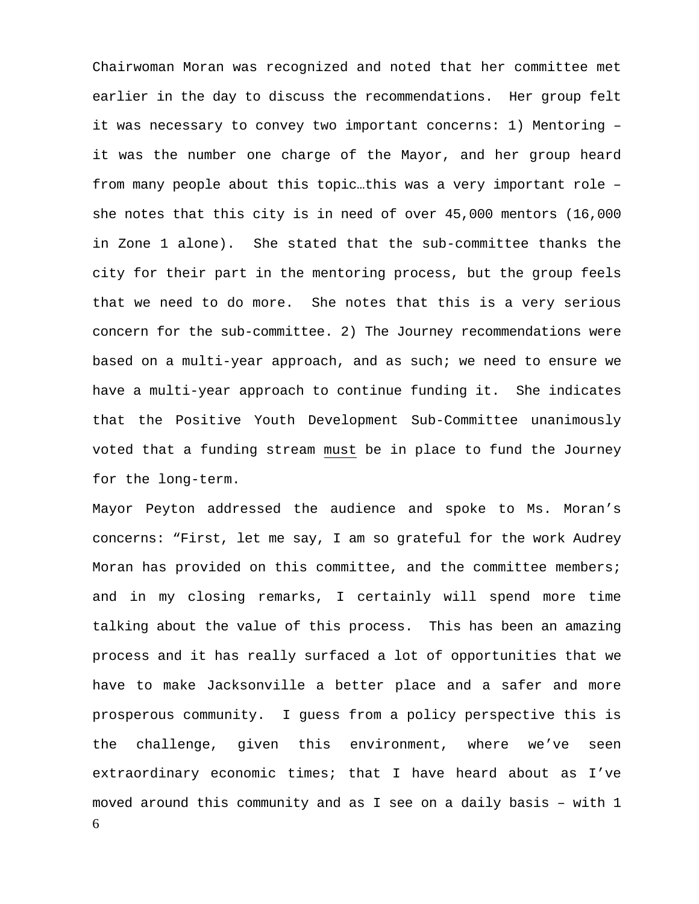Chairwoman Moran was recognized and noted that her committee met earlier in the day to discuss the recommendations. Her group felt it was necessary to convey two important concerns: 1) Mentoring – it was the number one charge of the Mayor, and her group heard from many people about this topic…this was a very important role – she notes that this city is in need of over 45,000 mentors (16,000 in Zone 1 alone). She stated that the sub-committee thanks the city for their part in the mentoring process, but the group feels that we need to do more. She notes that this is a very serious concern for the sub-committee. 2) The Journey recommendations were based on a multi-year approach, and as such; we need to ensure we have a multi-year approach to continue funding it. She indicates that the Positive Youth Development Sub-Committee unanimously voted that a funding stream <u>must</u> be in place to fund the Journey for the long-term.

Mayor Peyton addressed the audience and spoke to Ms. Moran's concerns: "First, let me say, I am so grateful for the work Audrey Moran has provided on this committee, and the committee members; and in my closing remarks, I certainly will spend more time talking about the value of this process. This has been an amazing process and it has really surfaced a lot of opportunities that we have to make Jacksonville a better place and a safer and more prosperous community. I guess from a policy perspective this is the challenge, given this environment, where we've seen extraordinary economic times; that I have heard about as I've moved around this community and as I see on a daily basis – with 1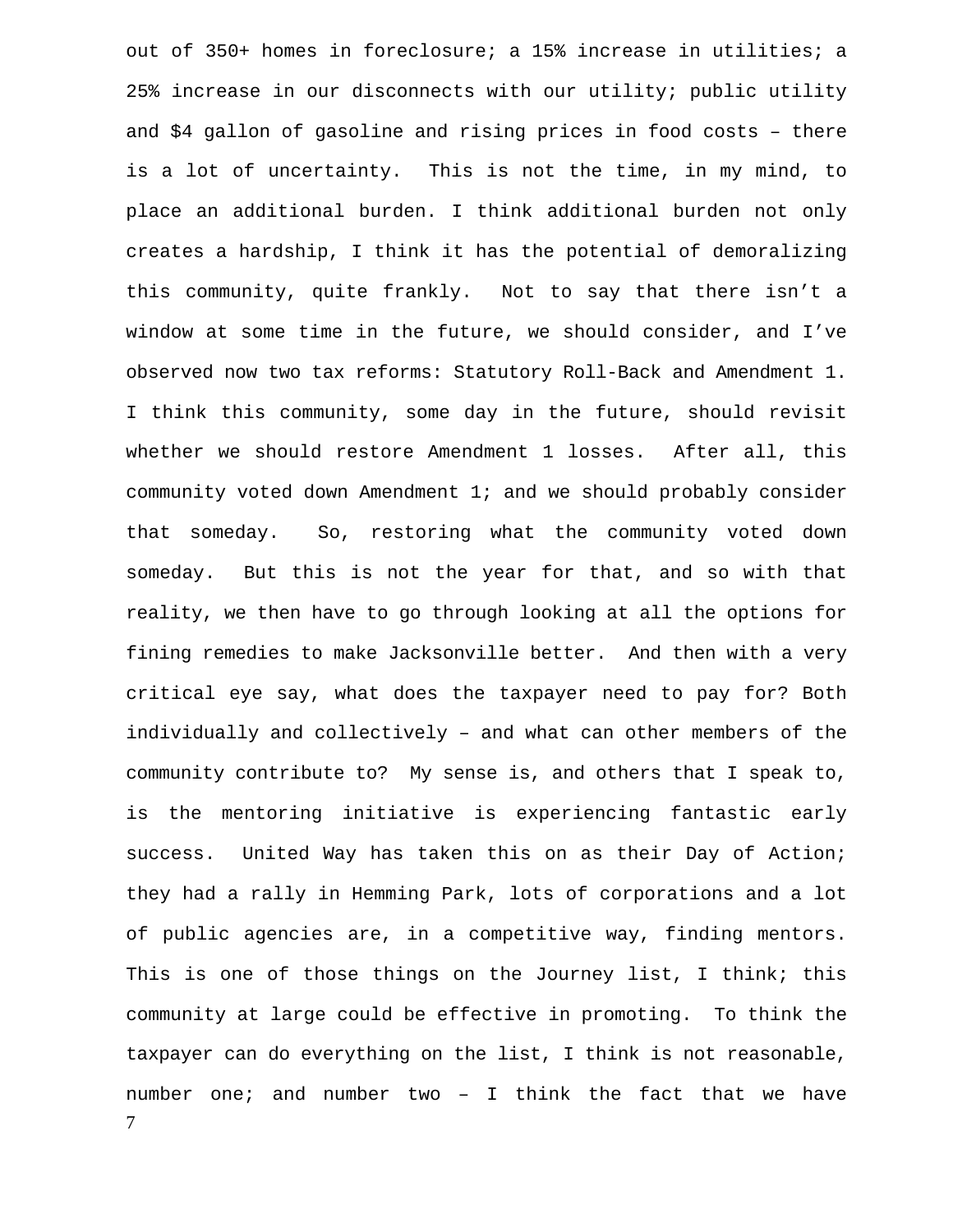out of 350+ homes in foreclosure; a 15% increase in utilities; a 25% increase in our disconnects with our utility; public utility and $4 gallon of gasoline and rising prices in food costs – there is a lot of uncertainty. This is not the time, in my mind, to place an additional burden. I think additional burden not only creates a hardship, I think it has the potential of demoralizing this community, quite frankly. Not to say that there isn't a window at some time in the future, we should consider, and I've observed now two tax reforms: Statutory Roll-Back and Amendment 1. I think this community, some day in the future, should revisit whether we should restore Amendment 1 losses. After all, this community voted down Amendment 1; and we should probably consider that someday. So, restoring what the community voted down someday. But this is not the year for that, and so with that reality, we then have to go through looking at all the options for fining remedies to make Jacksonville better. And then with a very critical eye say, what does the taxpayer need to pay for? Both individually and collectively – and what can other members of the community contribute to? My sense is, and others that I speak to, is the mentoring initiative is experiencing fantastic early success. United Way has taken this on as their Day of Action; they had a rally in Hemming Park, lots of corporations and a lot of public agencies are, in a competitive way, finding mentors. This is one of those things on the Journey list, I think; this community at large could be effective in promoting. To think the taxpayer can do everything on the list, I think is not reasonable, number one; and number two – I think the fact that we have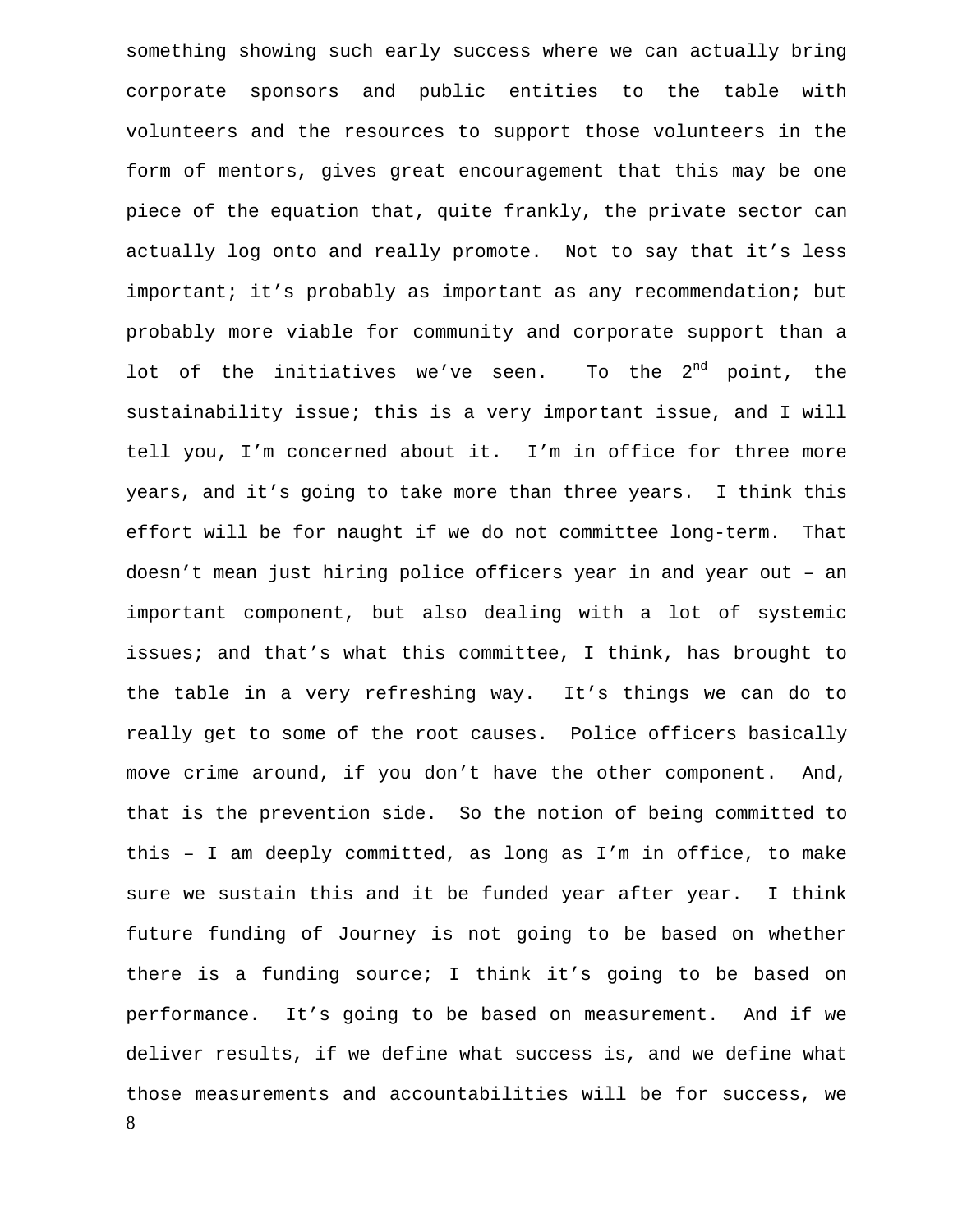something showing such early success where we can actually bring corporate sponsors and public entities to the table with volunteers and the resources to support those volunteers in the form of mentors, gives great encouragement that this may be one piece of the equation that, quite frankly, the private sector can actually log onto and really promote. Not to say that it's less important; it's probably as important as any recommendation; but probably more viable for community and corporate support than a lot of the initiatives we've seen. To the 2nd point, the sustainability issue; this is a very important issue, and I will tell you, I'm concerned about it. I'm in office for three more years, and it's going to take more than three years. I think this effort will be for naught if we do not committee long-term. That doesn't mean just hiring police officers year in and year out – an important component, but also dealing with a lot of systemic issues; and that's what this committee, I think, has brought to the table in a very refreshing way. It's things we can do to really get to some of the root causes. Police officers basically move crime around, if you don't have the other component. And, that is the prevention side. So the notion of being committed to this – I am deeply committed, as long as I'm in office, to make sure we sustain this and it be funded year after year. I think future funding of Journey is not going to be based on whether there is a funding source; I think it's going to be based on performance. It's going to be based on measurement. And if we deliver results, if we define what success is, and we define what those measurements and accountabilities will be for success, we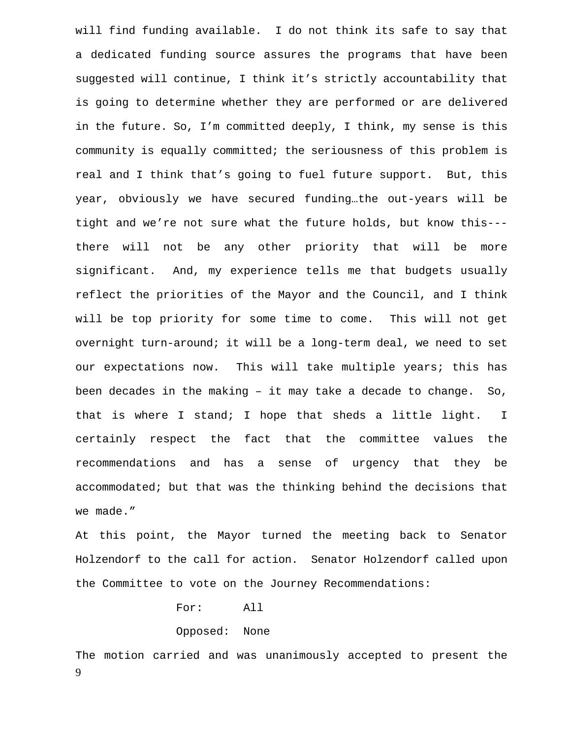will find funding available. I do not think its safe to say that a dedicated funding source assures the programs that have been suggested will continue, I think it's strictly accountability that is going to determine whether they are performed or are delivered in the future. So, I'm committed deeply, I think, my sense is this community is equally committed; the seriousness of this problem is real and I think that's going to fuel future support. But, this year, obviously we have secured funding…the out-years will be tight and we're not sure what the future holds, but know this---there will not be any other priority that will be more significant. And, my experience tells me that budgets usually reflect the priorities of the Mayor and the Council, and I think will be top priority for some time to come. This will not get overnight turn-around; it will be a long-term deal, we need to set our expectations now. This will take multiple years; this has been decades in the making – it may take a decade to change. So, that is where I stand; I hope that sheds a little light. I certainly respect the fact that the committee values the recommendations and has a sense of urgency that they be accommodated; but that was the thinking behind the decisions that we made."

At this point, the Mayor turned the meeting back to Senator Holzendorf to the call for action. Senator Holzendorf called upon the Committee to vote on the Journey Recommendations:

For: All

Opposed: None

The motion carried and was unanimously accepted to present the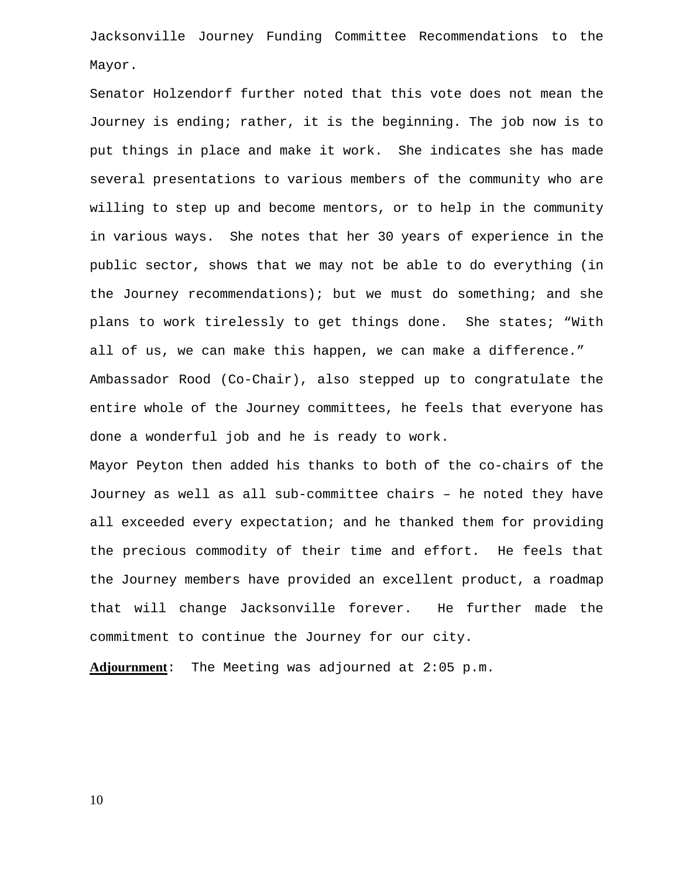Jacksonville Journey Funding Committee Recommendations to the Mayor.

Senator Holzendorf further noted that this vote does not mean the Journey is ending; rather, it is the beginning. The job now is to put things in place and make it work. She indicates she has made several presentations to various members of the community who are willing to step up and become mentors, or to help in the community in various ways. She notes that her 30 years of experience in the public sector, shows that we may not be able to do everything (in the Journey recommendations); but we must do something; and she plans to work tirelessly to get things done. She states; "With all of us, we can make this happen, we can make a difference."

Ambassador Rood (Co-Chair), also stepped up to congratulate the entire whole of the Journey committees, he feels that everyone has done a wonderful job and he is ready to work.

Mayor Peyton then added his thanks to both of the co-chairs of the Journey as well as all sub-committee chairs – he noted they have all exceeded every expectation; and he thanked them for providing the precious commodity of their time and effort. He feels that the Journey members have provided an excellent product, a roadmap that will change Jacksonville forever. He further made the commitment to continue the Journey for our city.

**Adjournment**: The Meeting was adjourned at 2:05 p.m.